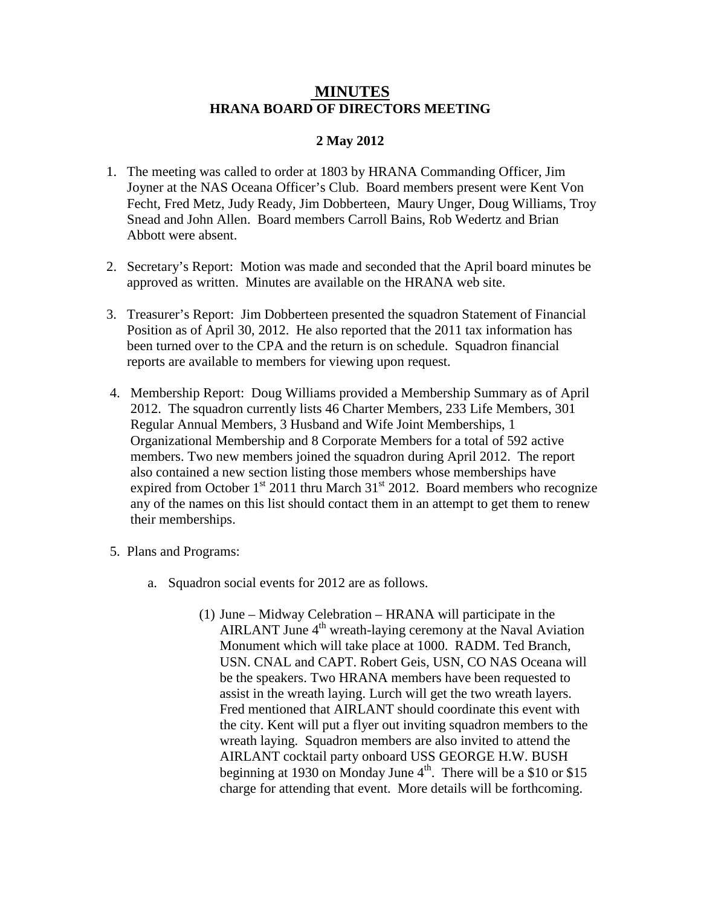# MINUTES

## HRANA BOARD OF DIRECTORS MEETING

**2 May 2012**

1. The meeting was called to order at 1803 by HRANA Commanding Officer, Jim Joyner at the NAS Oceana Officer's Club. Board members present were Kent Von Fecht, Fred Metz, Judy Ready, Jim Dobberteen, Maury Unger, Doug Williams, Troy Snead and John Allen. Board members Carroll Bains, Rob Wedertz and Brian Abbott were absent.

2. Secretary's Report: Motion was made and seconded that the April board minutes be approved as written. Minutes are available on the HRANA web site.

3. Treasurer's Report: Jim Dobberteen presented the squadron Statement of Financial Position as of April 30, 2012. He also reported that the 2011 tax information has been turned over to the CPA and the return is on schedule. Squadron financial reports are available to members for viewing upon request.

4. Membership Report: Doug Williams provided a Membership Summary as of April 2012. The squadron currently lists 46 Charter Members, 233 Life Members, 301 Regular Annual Members, 3 Husband and Wife Joint Memberships, 1 Organizational Membership and 8 Corporate Members for a total of 592 active members. Two new members joined the squadron during April 2012. The report also contained a new section listing those members whose memberships have expired from October 1st 2011 thru March 31st 2012. Board members who recognize any of the names on this list should contact them in an attempt to get them to renew their memberships.

5. Plans and Programs:

   a. Squadron social events for 2012 are as follows.

      (1) June – Midway Celebration – HRANA will participate in the AIRLANT June 4th wreath-laying ceremony at the Naval Aviation Monument which will take place at 1000. RADM. Ted Branch, USN. CNAL and CAPT. Robert Geis, USN, CO NAS Oceana will be the speakers. Two HRANA members have been requested to assist in the wreath laying. Lurch will get the two wreath layers. Fred mentioned that AIRLANT should coordinate this event with the city. Kent will put a flyer out inviting squadron members to the wreath laying. Squadron members are also invited to attend the AIRLANT cocktail party onboard USS GEORGE H.W. BUSH beginning at 1930 on Monday June 4th. There will be a $10 or $15 charge for attending that event. More details will be forthcoming.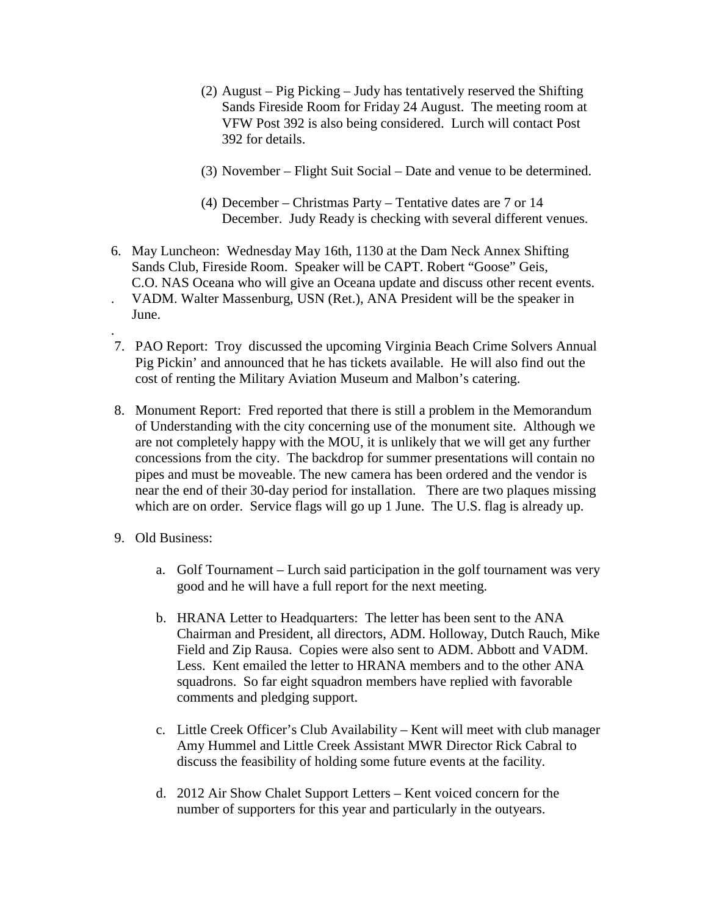(2) August – Pig Picking – Judy has tentatively reserved the Shifting Sands Fireside Room for Friday 24 August. The meeting room at VFW Post 392 is also being considered. Lurch will contact Post 392 for details.

(3) November – Flight Suit Social – Date and venue to be determined.

(4) December – Christmas Party – Tentative dates are 7 or 14 December. Judy Ready is checking with several different venues.

6. May Luncheon: Wednesday May 16th, 1130 at the Dam Neck Annex Shifting Sands Club, Fireside Room. Speaker will be CAPT. Robert "Goose" Geis, C.O. NAS Oceana who will give an Oceana update and discuss other recent events. VADM. Walter Massenburg, USN (Ret.), ANA President will be the speaker in June.

7. PAO Report: Troy discussed the upcoming Virginia Beach Crime Solvers Annual Pig Pickin' and announced that he has tickets available. He will also find out the cost of renting the Military Aviation Museum and Malbon's catering.

8. Monument Report: Fred reported that there is still a problem in the Memorandum of Understanding with the city concerning use of the monument site. Although we are not completely happy with the MOU, it is unlikely that we will get any further concessions from the city. The backdrop for summer presentations will contain no pipes and must be moveable. The new camera has been ordered and the vendor is near the end of their 30-day period for installation. There are two plaques missing which are on order. Service flags will go up 1 June. The U.S. flag is already up.

9. Old Business:

   a. Golf Tournament – Lurch said participation in the golf tournament was very good and he will have a full report for the next meeting.

   b. HRANA Letter to Headquarters: The letter has been sent to the ANA Chairman and President, all directors, ADM. Holloway, Dutch Rauch, Mike Field and Zip Rausa. Copies were also sent to ADM. Abbott and VADM. Less. Kent emailed the letter to HRANA members and to the other ANA squadrons. So far eight squadron members have replied with favorable comments and pledging support.

   c. Little Creek Officer's Club Availability – Kent will meet with club manager Amy Hummel and Little Creek Assistant MWR Director Rick Cabral to discuss the feasibility of holding some future events at the facility.

   d. 2012 Air Show Chalet Support Letters – Kent voiced concern for the number of supporters for this year and particularly in the outyears.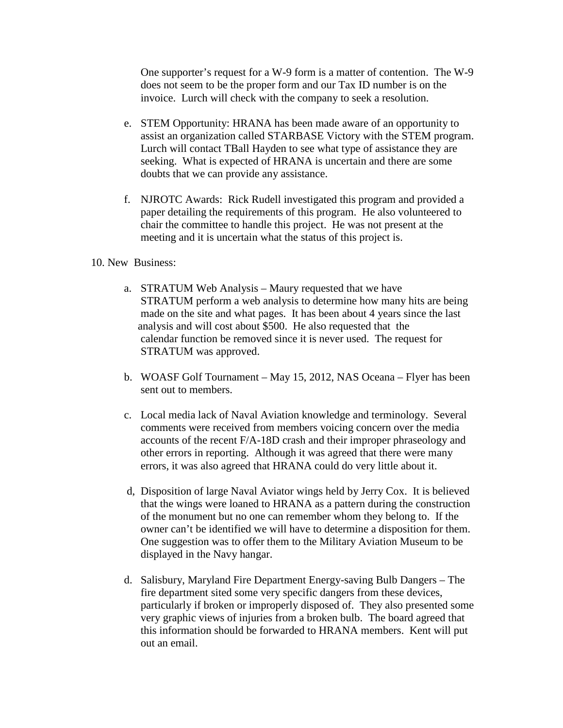One supporter's request for a W-9 form is a matter of contention. The W-9 does not seem to be the proper form and our Tax ID number is on the invoice. Lurch will check with the company to seek a resolution.

e. STEM Opportunity: HRANA has been made aware of an opportunity to assist an organization called STARBASE Victory with the STEM program. Lurch will contact TBall Hayden to see what type of assistance they are seeking. What is expected of HRANA is uncertain and there are some doubts that we can provide any assistance.

f. NJROTC Awards: Rick Rudell investigated this program and provided a paper detailing the requirements of this program. He also volunteered to chair the committee to handle this project. He was not present at the meeting and it is uncertain what the status of this project is.

10. New Business:

a. STRATUM Web Analysis – Maury requested that we have STRATUM perform a web analysis to determine how many hits are being made on the site and what pages. It has been about 4 years since the last analysis and will cost about $500. He also requested that the calendar function be removed since it is never used. The request for STRATUM was approved.

b. WOASF Golf Tournament – May 15, 2012, NAS Oceana – Flyer has been sent out to members.

c. Local media lack of Naval Aviation knowledge and terminology. Several comments were received from members voicing concern over the media accounts of the recent F/A-18D crash and their improper phraseology and other errors in reporting. Although it was agreed that there were many errors, it was also agreed that HRANA could do very little about it.

d, Disposition of large Naval Aviator wings held by Jerry Cox. It is believed that the wings were loaned to HRANA as a pattern during the construction of the monument but no one can remember whom they belong to. If the owner can't be identified we will have to determine a disposition for them. One suggestion was to offer them to the Military Aviation Museum to be displayed in the Navy hangar.

d. Salisbury, Maryland Fire Department Energy-saving Bulb Dangers – The fire department sited some very specific dangers from these devices, particularly if broken or improperly disposed of. They also presented some very graphic views of injuries from a broken bulb. The board agreed that this information should be forwarded to HRANA members. Kent will put out an email.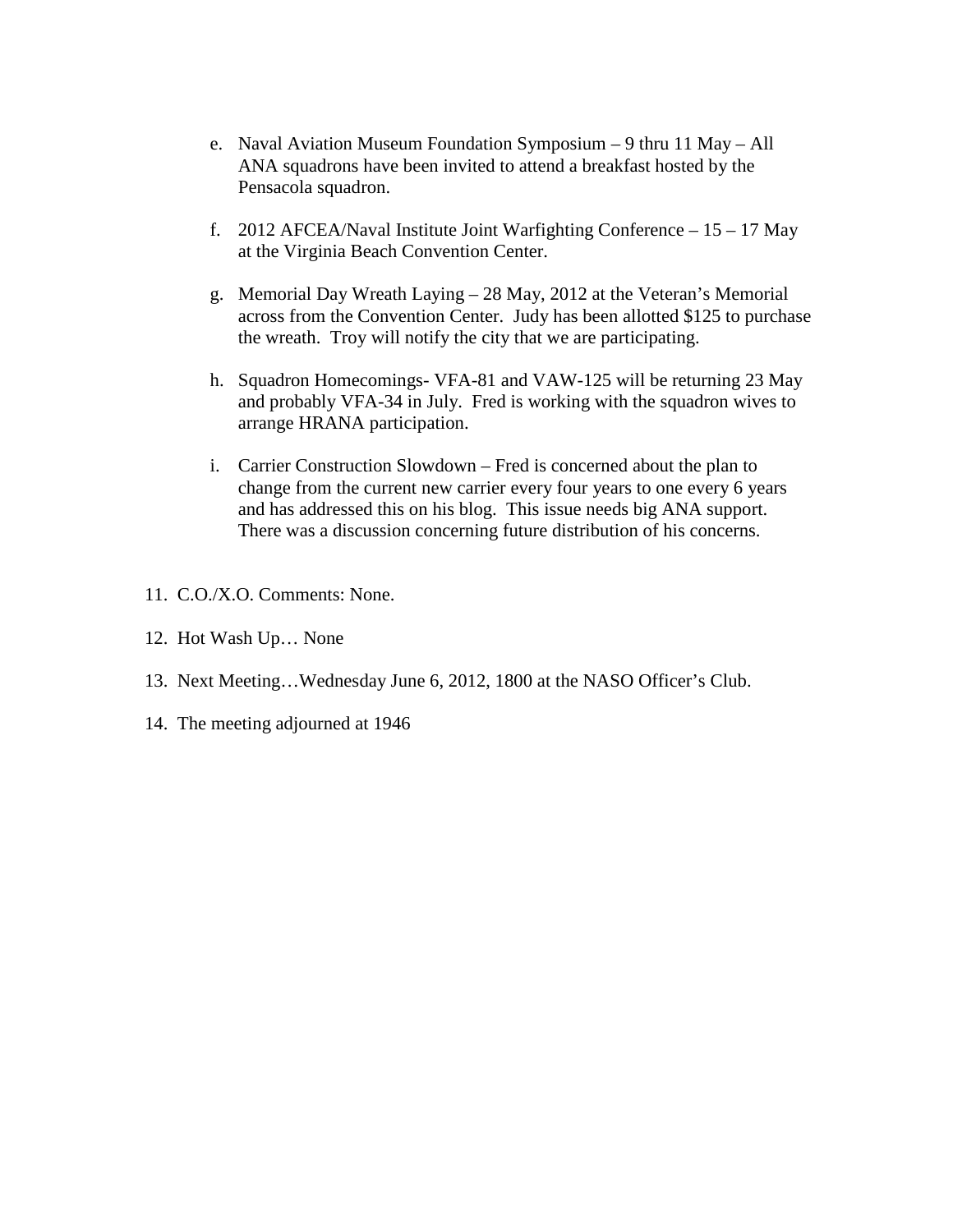e. Naval Aviation Museum Foundation Symposium – 9 thru 11 May – All ANA squadrons have been invited to attend a breakfast hosted by the Pensacola squadron.

f. 2012 AFCEA/Naval Institute Joint Warfighting Conference – 15 – 17 May at the Virginia Beach Convention Center.

g. Memorial Day Wreath Laying – 28 May, 2012 at the Veteran's Memorial across from the Convention Center. Judy has been allotted $125 to purchase the wreath. Troy will notify the city that we are participating.

h. Squadron Homecomings- VFA-81 and VAW-125 will be returning 23 May and probably VFA-34 in July. Fred is working with the squadron wives to arrange HRANA participation.

i. Carrier Construction Slowdown – Fred is concerned about the plan to change from the current new carrier every four years to one every 6 years and has addressed this on his blog. This issue needs big ANA support. There was a discussion concerning future distribution of his concerns.

11. C.O./X.O. Comments: None.

12. Hot Wash Up… None

13. Next Meeting…Wednesday June 6, 2012, 1800 at the NASO Officer's Club.

14. The meeting adjourned at 1946